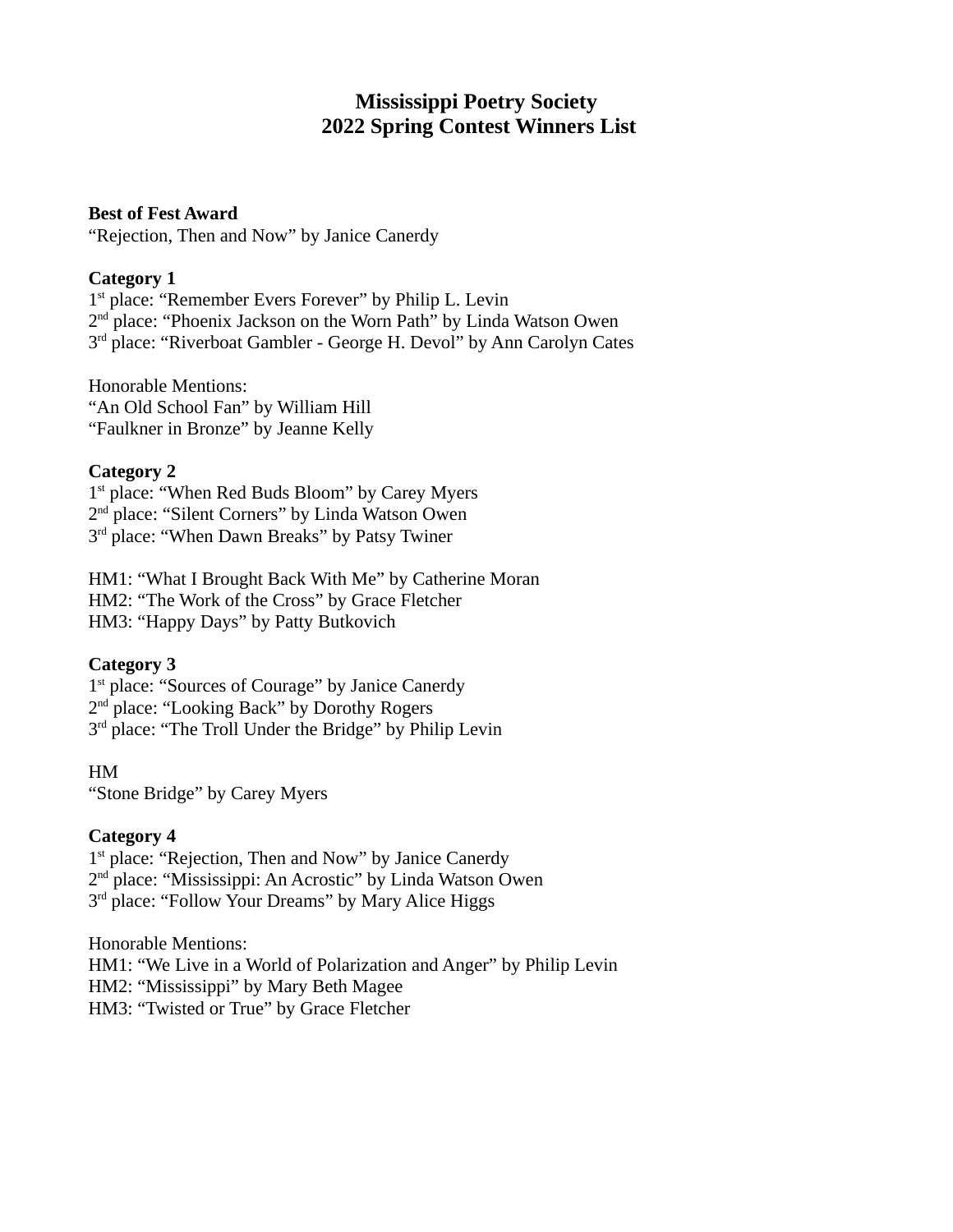# Mississippi Poetry Society
# 2022 Spring Contest Winners List

**Best of Fest Award**
"Rejection, Then and Now" by Janice Canerdy

**Category 1**
1st place: "Remember Evers Forever" by Philip L. Levin
2nd place: "Phoenix Jackson on the Worn Path" by Linda Watson Owen
3rd place: "Riverboat Gambler - George H. Devol" by Ann Carolyn Cates

Honorable Mentions:
"An Old School Fan" by William Hill
"Faulkner in Bronze" by Jeanne Kelly

**Category 2**
1st place: "When Red Buds Bloom" by Carey Myers
2nd place: "Silent Corners" by Linda Watson Owen
3rd place: "When Dawn Breaks" by Patsy Twiner

HM1: "What I Brought Back With Me" by Catherine Moran
HM2: "The Work of the Cross" by Grace Fletcher
HM3: "Happy Days" by Patty Butkovich

**Category 3**
1st place: "Sources of Courage" by Janice Canerdy
2nd place: "Looking Back" by Dorothy Rogers
3rd place: "The Troll Under the Bridge" by Philip Levin

HM
"Stone Bridge" by Carey Myers

**Category 4**
1st place: "Rejection, Then and Now" by Janice Canerdy
2nd place: "Mississippi: An Acrostic" by Linda Watson Owen
3rd place: "Follow Your Dreams" by Mary Alice Higgs

Honorable Mentions:
HM1: "We Live in a World of Polarization and Anger" by Philip Levin
HM2: "Mississippi" by Mary Beth Magee
HM3: "Twisted or True" by Grace Fletcher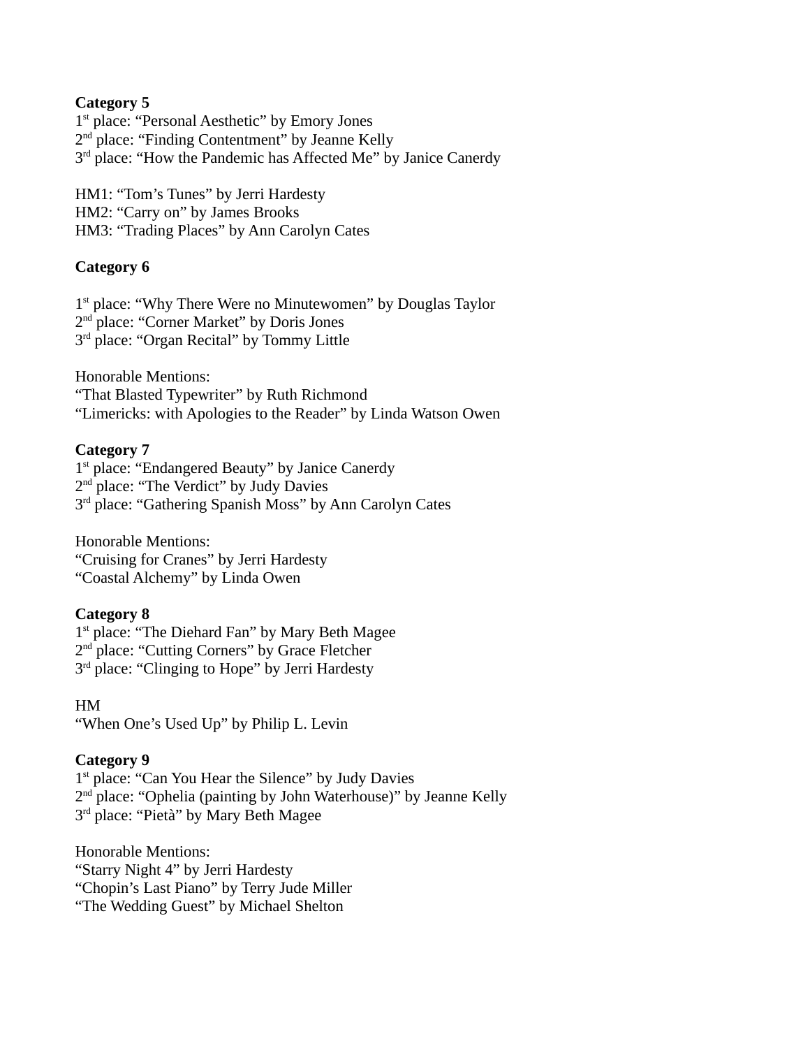**Category 5**

1st place: “Personal Aesthetic” by Emory Jones
2nd place: “Finding Contentment” by Jeanne Kelly
3rd place: “How the Pandemic has Affected Me” by Janice Canerdy

HM1: “Tom’s Tunes” by Jerri Hardesty
HM2: “Carry on” by James Brooks
HM3: “Trading Places” by Ann Carolyn Cates

**Category 6**

1st place: “Why There Were no Minutewomen” by Douglas Taylor
2nd place: “Corner Market” by Doris Jones
3rd place: “Organ Recital” by Tommy Little

Honorable Mentions:
“That Blasted Typewriter” by Ruth Richmond
“Limericks: with Apologies to the Reader” by Linda Watson Owen

**Category 7**

1st place: “Endangered Beauty” by Janice Canerdy
2nd place: “The Verdict” by Judy Davies
3rd place: “Gathering Spanish Moss” by Ann Carolyn Cates

Honorable Mentions:
“Cruising for Cranes” by Jerri Hardesty
“Coastal Alchemy” by Linda Owen

**Category 8**

1st place: “The Diehard Fan” by Mary Beth Magee
2nd place: “Cutting Corners” by Grace Fletcher
3rd place: “Clinging to Hope” by Jerri Hardesty

HM
“When One’s Used Up” by Philip L. Levin

**Category 9**

1st place: “Can You Hear the Silence” by Judy Davies
2nd place: “Ophelia (painting by John Waterhouse)” by Jeanne Kelly
3rd place: “Pietà” by Mary Beth Magee

Honorable Mentions:
“Starry Night 4” by Jerri Hardesty
“Chopin’s Last Piano” by Terry Jude Miller
“The Wedding Guest” by Michael Shelton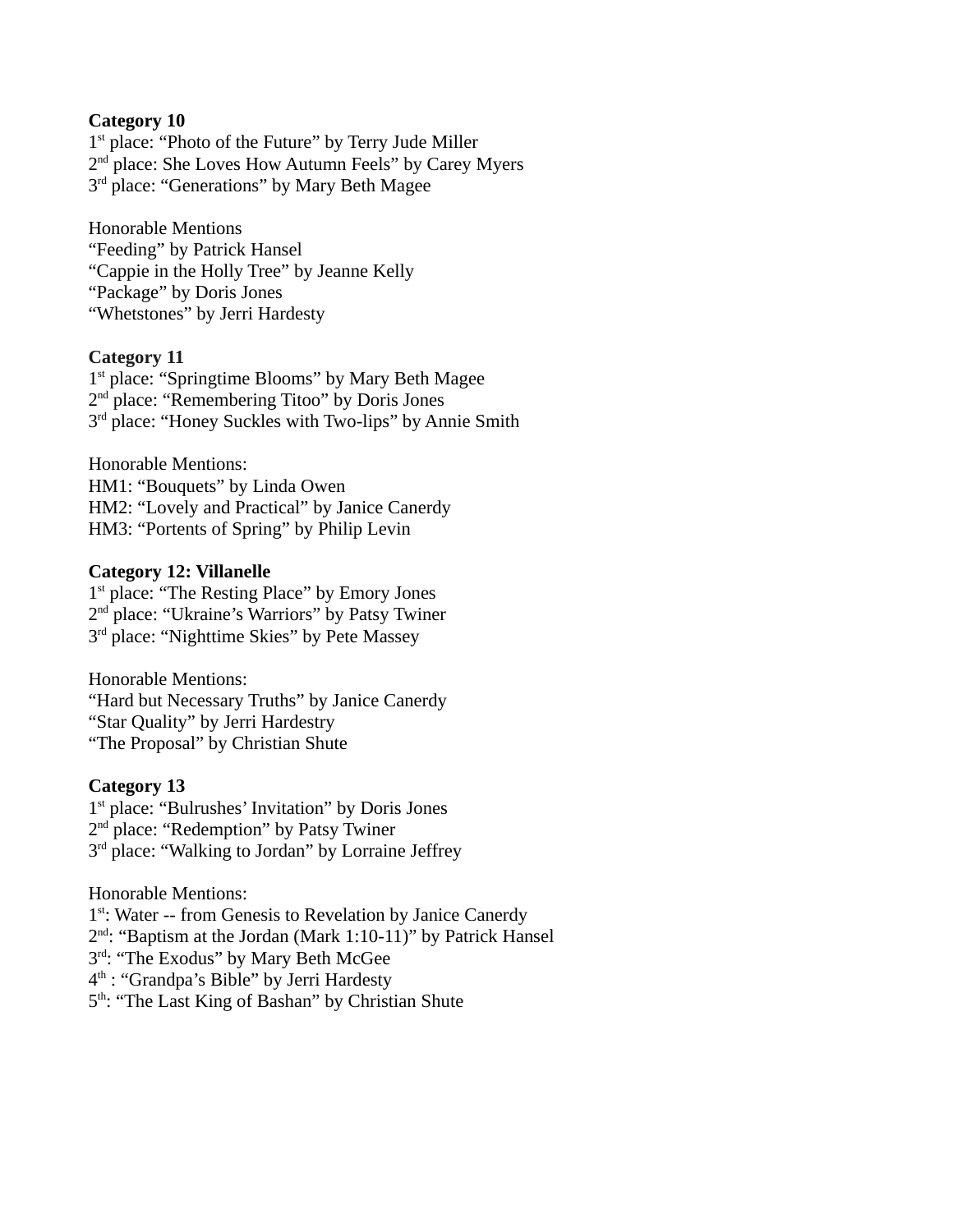**Category 10**
1st place: “Photo of the Future” by Terry Jude Miller
2nd place: She Loves How Autumn Feels” by Carey Myers
3rd place: “Generations” by Mary Beth Magee

Honorable Mentions
“Feeding” by Patrick Hansel
“Cappie in the Holly Tree” by Jeanne Kelly
“Package” by Doris Jones
“Whetstones” by Jerri Hardesty

**Category 11**
1st place: “Springtime Blooms” by Mary Beth Magee
2nd place: “Remembering Titoo” by Doris Jones
3rd place: “Honey Suckles with Two-lips” by Annie Smith

Honorable Mentions:
HM1: “Bouquets” by Linda Owen
HM2: “Lovely and Practical” by Janice Canerdy
HM3: “Portents of Spring” by Philip Levin

**Category 12: Villanelle**
1st place: “The Resting Place” by Emory Jones
2nd place: “Ukraine’s Warriors” by Patsy Twiner
3rd place: “Nighttime Skies” by Pete Massey

Honorable Mentions:
“Hard but Necessary Truths” by Janice Canerdy
“Star Quality” by Jerri Hardestry
“The Proposal” by Christian Shute

**Category 13**
1st place: “Bulrushes’ Invitation” by Doris Jones
2nd place: “Redemption” by Patsy Twiner
3rd place: “Walking to Jordan” by Lorraine Jeffrey

Honorable Mentions:
1st: Water -- from Genesis to Revelation by Janice Canerdy
2nd: “Baptism at the Jordan (Mark 1:10-11)” by Patrick Hansel
3rd: “The Exodus” by Mary Beth McGee
4th : “Grandpa’s Bible” by Jerri Hardesty
5th: “The Last King of Bashan” by Christian Shute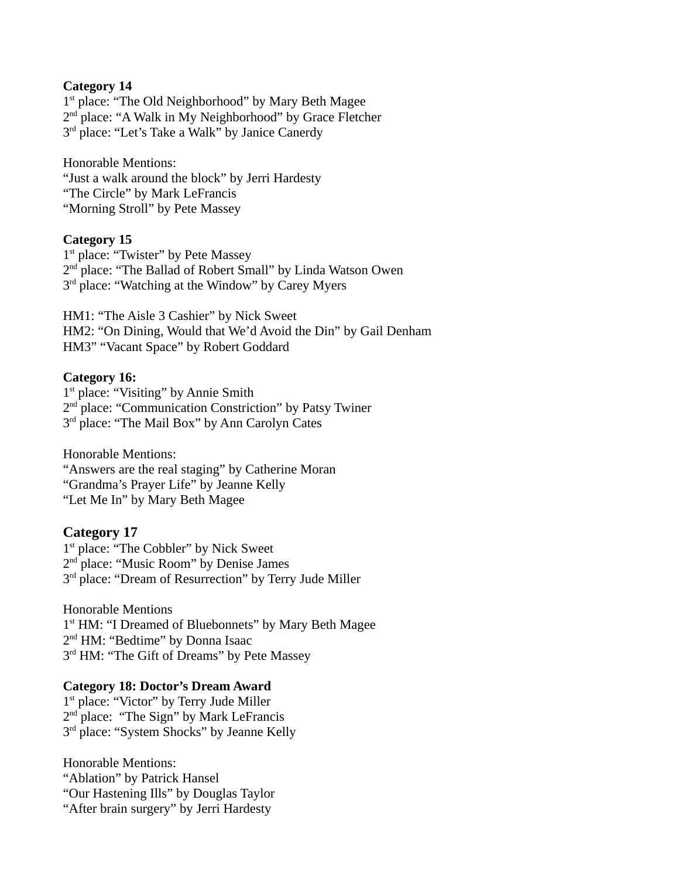**Category 14**

1st place: “The Old Neighborhood” by Mary Beth Magee
2nd place: “A Walk in My Neighborhood” by Grace Fletcher
3rd place: “Let’s Take a Walk” by Janice Canerdy

Honorable Mentions:
“Just a walk around the block” by Jerri Hardesty
“The Circle” by Mark LeFrancis
“Morning Stroll” by Pete Massey

**Category 15**

1st place: “Twister” by Pete Massey
2nd place: “The Ballad of Robert Small” by Linda Watson Owen
3rd place: “Watching at the Window” by Carey Myers

HM1: “The Aisle 3 Cashier” by Nick Sweet
HM2: “On Dining, Would that We’d Avoid the Din” by Gail Denham
HM3” “Vacant Space” by Robert Goddard

**Category 16:**

1st place: “Visiting” by Annie Smith
2nd place: “Communication Constriction” by Patsy Twiner
3rd place: “The Mail Box” by Ann Carolyn Cates

Honorable Mentions:
“Answers are the real staging” by Catherine Moran
“Grandma’s Prayer Life” by Jeanne Kelly
“Let Me In” by Mary Beth Magee

**Category 17**

1st place: “The Cobbler” by Nick Sweet
2nd place: “Music Room” by Denise James
3rd place: “Dream of Resurrection” by Terry Jude Miller

Honorable Mentions
1st HM: “I Dreamed of Bluebonnets” by Mary Beth Magee
2nd HM: “Bedtime” by Donna Isaac
3rd HM: “The Gift of Dreams” by Pete Massey

**Category 18: Doctor’s Dream Award**

1st place: “Victor” by Terry Jude Miller
2nd place: “The Sign” by Mark LeFrancis
3rd place: “System Shocks” by Jeanne Kelly

Honorable Mentions:
“Ablation” by Patrick Hansel
“Our Hastening Ills” by Douglas Taylor
“After brain surgery” by Jerri Hardesty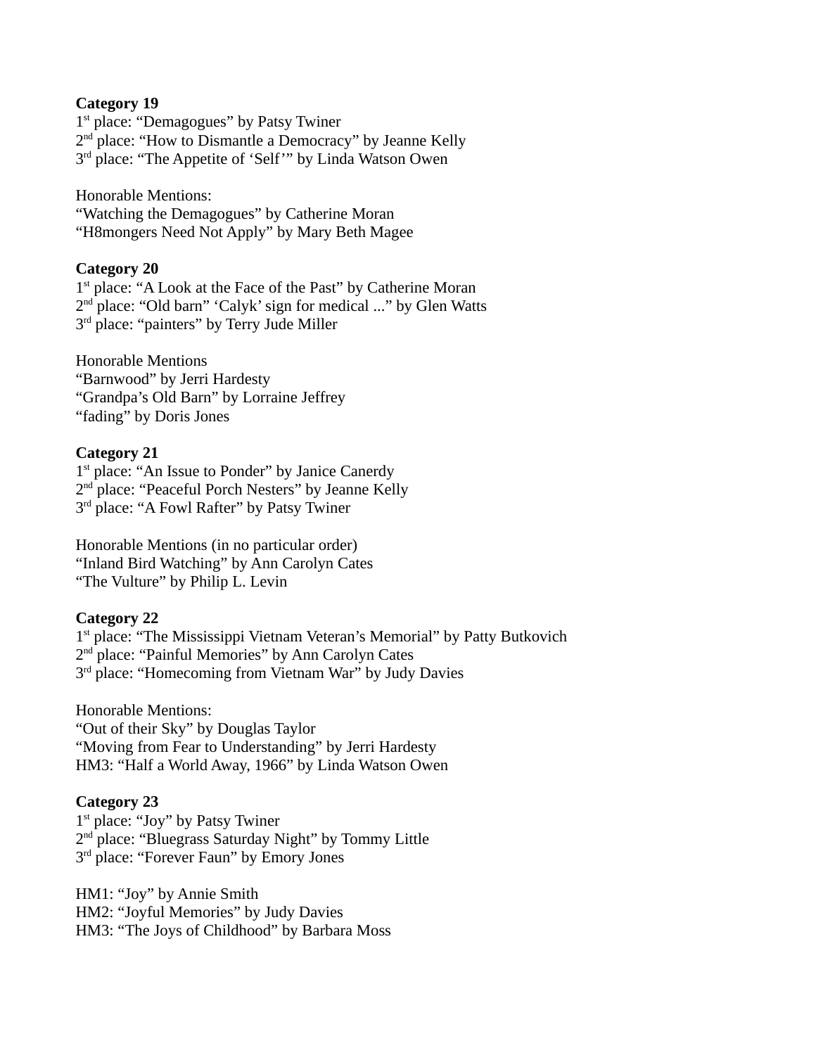**Category 19**

1st place: “Demagogues” by Patsy Twiner
2nd place: “How to Dismantle a Democracy” by Jeanne Kelly
3rd place: “The Appetite of ‘Self’” by Linda Watson Owen

Honorable Mentions:
“Watching the Demagogues” by Catherine Moran
“H8mongers Need Not Apply” by Mary Beth Magee

**Category 20**

1st place: “A Look at the Face of the Past” by Catherine Moran
2nd place: “Old barn” ‘Calyk’ sign for medical ...” by Glen Watts
3rd place: “painters” by Terry Jude Miller

Honorable Mentions
“Barnwood” by Jerri Hardesty
“Grandpa’s Old Barn” by Lorraine Jeffrey
“fading” by Doris Jones

**Category 21**

1st place: “An Issue to Ponder” by Janice Canerdy
2nd place: “Peaceful Porch Nesters” by Jeanne Kelly
3rd place: “A Fowl Rafter” by Patsy Twiner

Honorable Mentions (in no particular order)
“Inland Bird Watching” by Ann Carolyn Cates
“The Vulture” by Philip L. Levin

**Category 22**

1st place: “The Mississippi Vietnam Veteran’s Memorial” by Patty Butkovich
2nd place: “Painful Memories” by Ann Carolyn Cates
3rd place: “Homecoming from Vietnam War” by Judy Davies

Honorable Mentions:
“Out of their Sky” by Douglas Taylor
“Moving from Fear to Understanding” by Jerri Hardesty
HM3: “Half a World Away, 1966” by Linda Watson Owen

**Category 23**

1st place: “Joy” by Patsy Twiner
2nd place: “Bluegrass Saturday Night” by Tommy Little
3rd place: “Forever Faun” by Emory Jones

HM1: “Joy” by Annie Smith
HM2: “Joyful Memories” by Judy Davies
HM3: “The Joys of Childhood” by Barbara Moss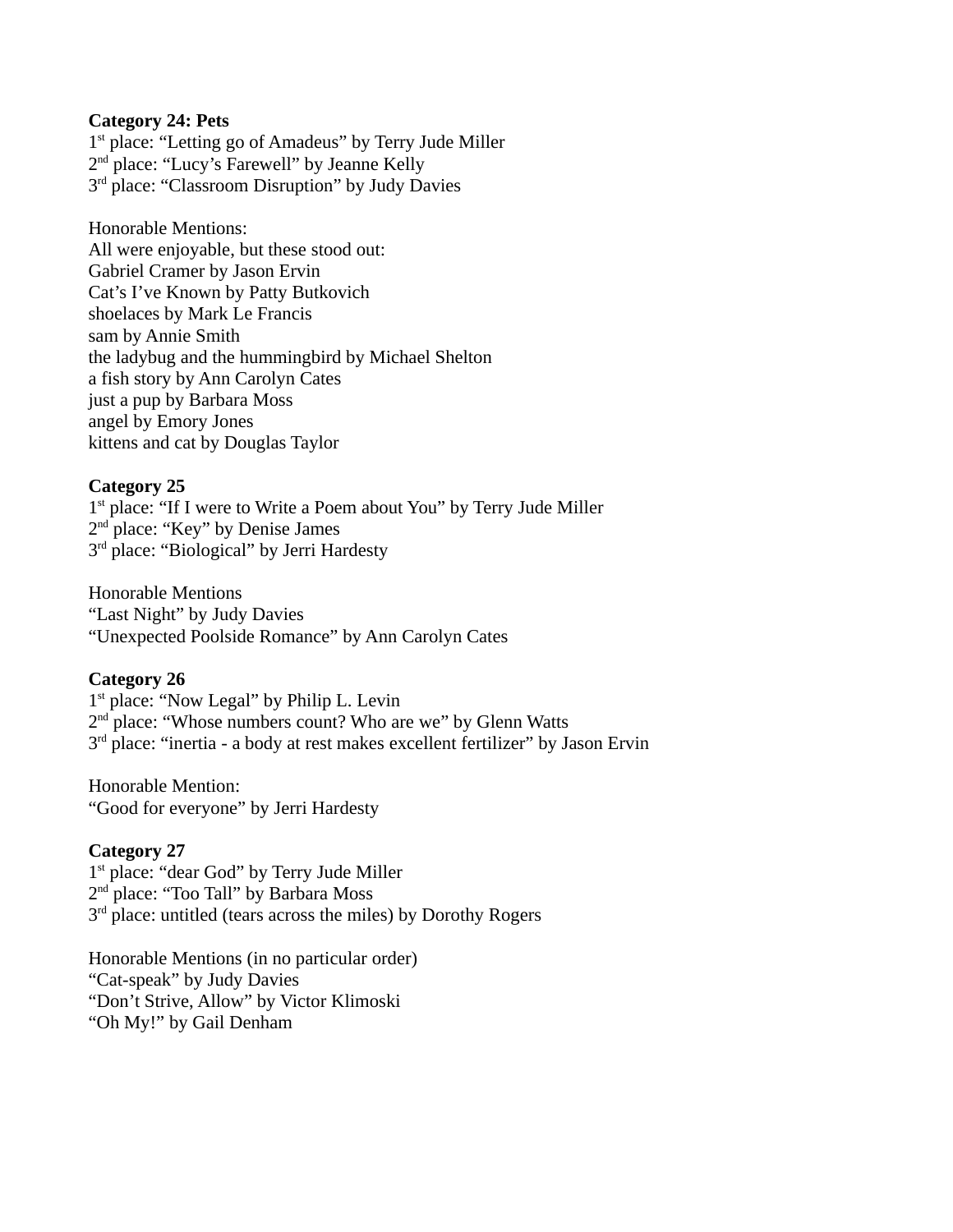**Category 24: Pets**
1st place: "Letting go of Amadeus" by Terry Jude Miller
2nd place: "Lucy's Farewell" by Jeanne Kelly
3rd place: "Classroom Disruption" by Judy Davies

Honorable Mentions:
All were enjoyable, but these stood out:
Gabriel Cramer by Jason Ervin
Cat's I've Known by Patty Butkovich
shoelaces by Mark Le Francis
sam by Annie Smith
the ladybug and the hummingbird by Michael Shelton
a fish story by Ann Carolyn Cates
just a pup by Barbara Moss
angel by Emory Jones
kittens and cat by Douglas Taylor

**Category 25**
1st place: "If I were to Write a Poem about You" by Terry Jude Miller
2nd place: "Key" by Denise James
3rd place: "Biological" by Jerri Hardesty

Honorable Mentions
"Last Night" by Judy Davies
"Unexpected Poolside Romance" by Ann Carolyn Cates

**Category 26**
1st place: "Now Legal" by Philip L. Levin
2nd place: "Whose numbers count? Who are we" by Glenn Watts
3rd place: "inertia - a body at rest makes excellent fertilizer" by Jason Ervin

Honorable Mention:
"Good for everyone" by Jerri Hardesty

**Category 27**
1st place: "dear God" by Terry Jude Miller
2nd place: "Too Tall" by Barbara Moss
3rd place: untitled (tears across the miles) by Dorothy Rogers

Honorable Mentions (in no particular order)
"Cat-speak" by Judy Davies
"Don't Strive, Allow" by Victor Klimoski
"Oh My!" by Gail Denham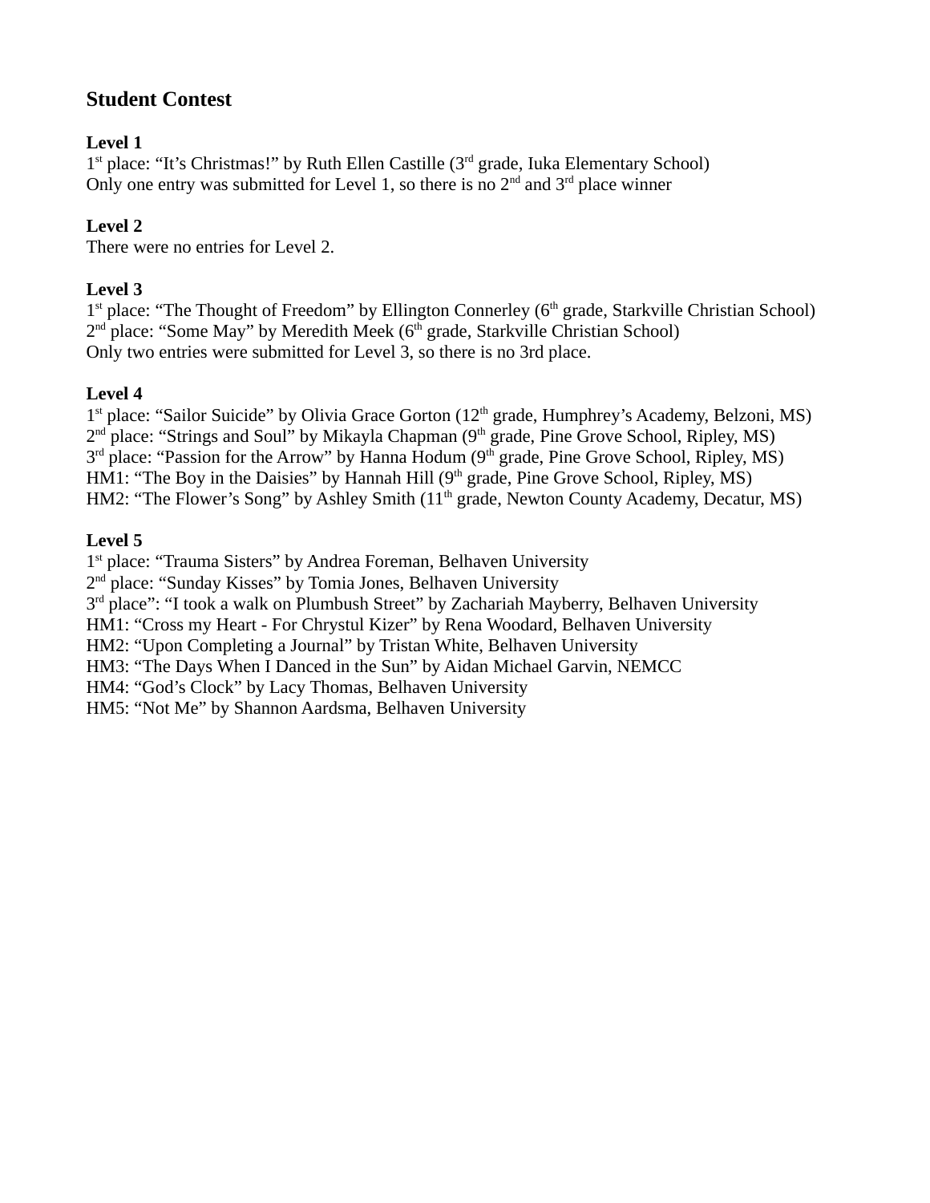## Student Contest

**Level 1**

1st place: “It’s Christmas!” by Ruth Ellen Castille (3rd grade, Iuka Elementary School)
Only one entry was submitted for Level 1, so there is no 2nd and 3rd place winner

**Level 2**

There were no entries for Level 2.

**Level 3**

1st place: “The Thought of Freedom” by Ellington Connerley (6th grade, Starkville Christian School)
2nd place: “Some May” by Meredith Meek (6th grade, Starkville Christian School)
Only two entries were submitted for Level 3, so there is no 3rd place.

**Level 4**

1st place: “Sailor Suicide” by Olivia Grace Gorton (12th grade, Humphrey’s Academy, Belzoni, MS)
2nd place: “Strings and Soul” by Mikayla Chapman (9th grade, Pine Grove School, Ripley, MS)
3rd place: “Passion for the Arrow” by Hanna Hodum (9th grade, Pine Grove School, Ripley, MS)
HM1: “The Boy in the Daisies” by Hannah Hill (9th grade, Pine Grove School, Ripley, MS)
HM2: “The Flower’s Song” by Ashley Smith (11th grade, Newton County Academy, Decatur, MS)

**Level 5**

1st place: “Trauma Sisters” by Andrea Foreman, Belhaven University
2nd place: “Sunday Kisses” by Tomia Jones, Belhaven University
3rd place”: “I took a walk on Plumbush Street” by Zachariah Mayberry, Belhaven University
HM1: “Cross my Heart - For Chrystul Kizer” by Rena Woodard, Belhaven University
HM2: “Upon Completing a Journal” by Tristan White, Belhaven University
HM3: “The Days When I Danced in the Sun” by Aidan Michael Garvin, NEMCC
HM4: “God’s Clock” by Lacy Thomas, Belhaven University
HM5: “Not Me” by Shannon Aardsma, Belhaven University